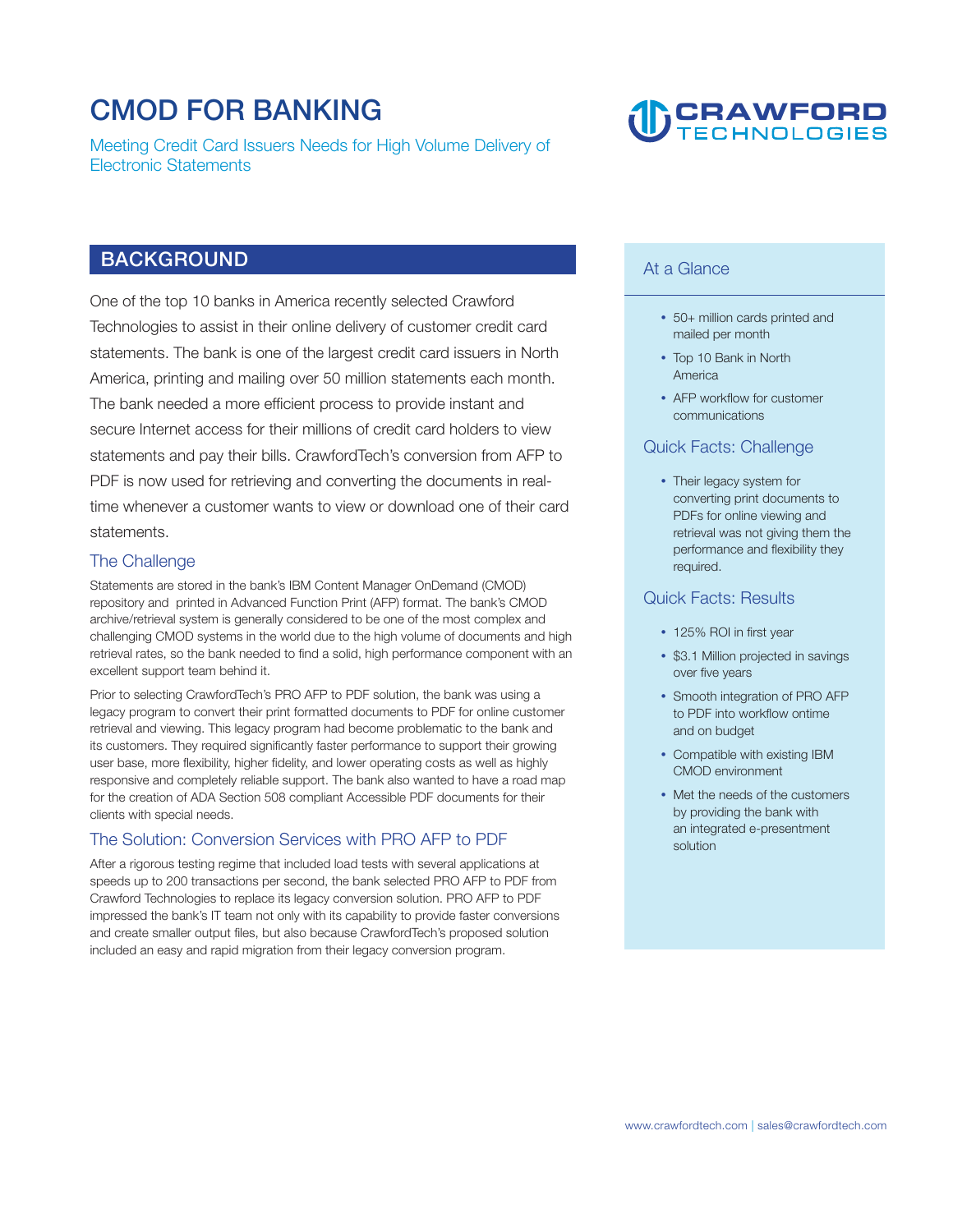# CMOD FOR BANKING

Meeting Credit Card Issuers Needs for High Volume Delivery of Electronic Statements

## BACKGROUND

One of the top 10 banks in America recently selected Crawford Technologies to assist in their online delivery of customer credit card statements. The bank is one of the largest credit card issuers in North America, printing and mailing over 50 million statements each month. The bank needed a more efficient process to provide instant and secure Internet access for their millions of credit card holders to view statements and pay their bills. CrawfordTech's conversion from AFP to PDF is now used for retrieving and converting the documents in real-time whenever a customer wants to view or download one of their card statements.

### The Challenge

Statements are stored in the bank's IBM Content Manager OnDemand (CMOD) repository and printed in Advanced Function Print (AFP) format. The bank's CMOD archive/retrieval system is generally considered to be one of the most complex and challenging CMOD systems in the world due to the high volume of documents and high retrieval rates, so the bank needed to find a solid, high performance component with an excellent support team behind it.

Prior to selecting CrawfordTech's PRO AFP to PDF solution, the bank was using a legacy program to convert their print formatted documents to PDF for online customer retrieval and viewing. This legacy program had become problematic to the bank and its customers. They required significantly faster performance to support their growing user base, more flexibility, higher fidelity, and lower operating costs as well as highly responsive and completely reliable support. The bank also wanted to have a road map for the creation of ADA Section 508 compliant Accessible PDF documents for their clients with special needs.

### The Solution: Conversion Services with PRO AFP to PDF

After a rigorous testing regime that included load tests with several applications at speeds up to 200 transactions per second, the bank selected PRO AFP to PDF from Crawford Technologies to replace its legacy conversion solution. PRO AFP to PDF impressed the bank's IT team not only with its capability to provide faster conversions and create smaller output files, but also because CrawfordTech's proposed solution included an easy and rapid migration from their legacy conversion program.

### At a Glance

- 50+ million cards printed and mailed per month
- Top 10 Bank in North America
- AFP workflow for customer communications

### Quick Facts: Challenge

- Their legacy system for converting print documents to PDFs for online viewing and retrieval was not giving them the performance and flexibility they required.

### Quick Facts: Results

- 125% ROI in first year
- $3.1 Million projected in savings over five years
- Smooth integration of PRO AFP to PDF into workflow ontime and on budget
- Compatible with existing IBM CMOD environment
- Met the needs of the customers by providing the bank with an integrated e-presentment solution

www.crawfordtech.com | sales@crawfordtech.com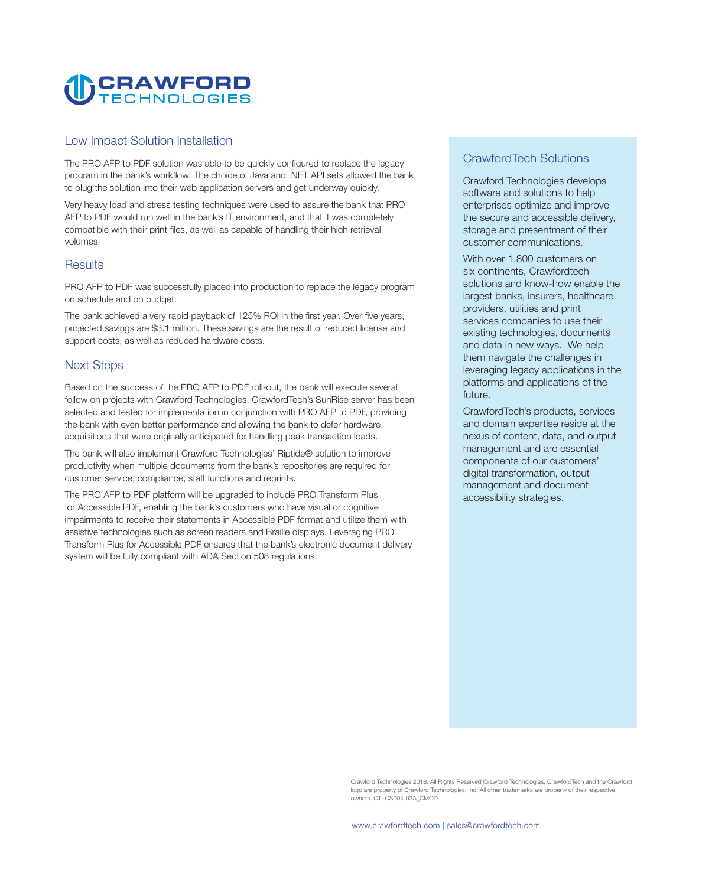## Low Impact Solution Installation

The PRO AFP to PDF solution was able to be quickly configured to replace the legacy program in the bank's workflow. The choice of Java and .NET API sets allowed the bank to plug the solution into their web application servers and get underway quickly.

Very heavy load and stress testing techniques were used to assure the bank that PRO AFP to PDF would run well in the bank's IT environment, and that it was completely compatible with their print files, as well as capable of handling their high retrieval volumes.

## Results

PRO AFP to PDF was successfully placed into production to replace the legacy program on schedule and on budget.

The bank achieved a very rapid payback of 125% ROI in the first year. Over five years, projected savings are $3.1 million. These savings are the result of reduced license and support costs, as well as reduced hardware costs.

## Next Steps

Based on the success of the PRO AFP to PDF roll-out, the bank will execute several follow on projects with Crawford Technologies. CrawfordTech's SunRise server has been selected and tested for implementation in conjunction with PRO AFP to PDF, providing the bank with even better performance and allowing the bank to defer hardware acquisitions that were originally anticipated for handling peak transaction loads.

The bank will also implement Crawford Technologies' Riptide® solution to improve productivity when multiple documents from the bank's repositories are required for customer service, compliance, staff functions and reprints.

The PRO AFP to PDF platform will be upgraded to include PRO Transform Plus for Accessible PDF, enabling the bank's customers who have visual or cognitive impairments to receive their statements in Accessible PDF format and utilize them with assistive technologies such as screen readers and Braille displays. Leveraging PRO Transform Plus for Accessible PDF ensures that the bank's electronic document delivery system will be fully compliant with ADA Section 508 regulations.

## CrawfordTech Solutions

Crawford Technologies develops software and solutions to help enterprises optimize and improve the secure and accessible delivery, storage and presentment of their customer communications.

With over 1,800 customers on six continents, Crawfordtech solutions and know-how enable the largest banks, insurers, healthcare providers, utilities and print services companies to use their existing technologies, documents and data in new ways. We help them navigate the challenges in leveraging legacy applications in the platforms and applications of the future.

CrawfordTech's products, services and domain expertise reside at the nexus of content, data, and output management and are essential components of our customers' digital transformation, output management and document accessibility strategies.

Crawford Technologies 2018, All Rights Reserved Crawford Technologies, CrawfordTech and the Crawford logo are property of Crawford Technologies, Inc. All other trademarks are property of their respective owners. CTI-CS004-02A_CMOD

www.crawfordtech.com | sales@crawfordtech.com